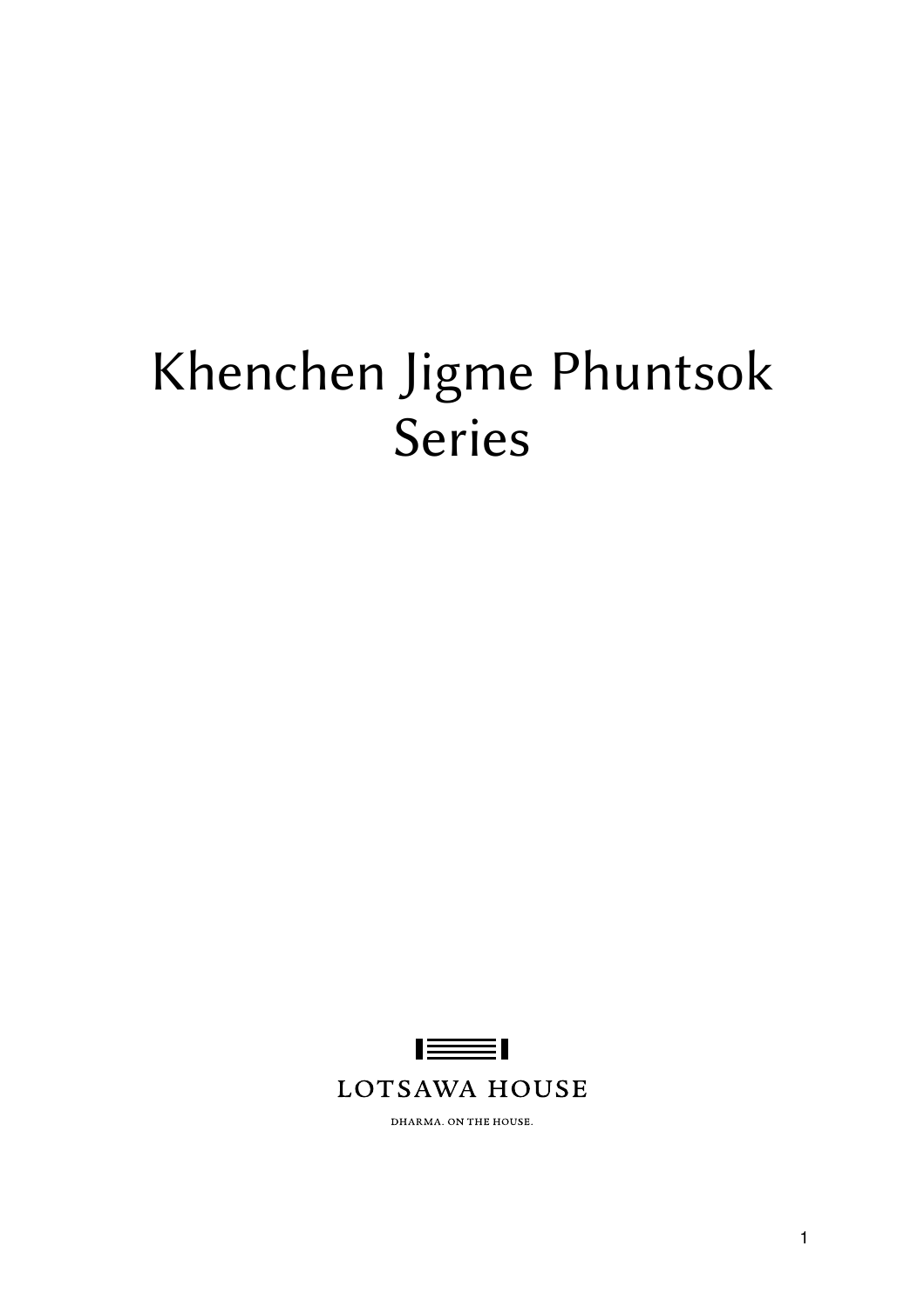# Khenchen Jigme Phuntsok Series

LOTSAWA HOUSE

DHARMA. ON THE HOUSE.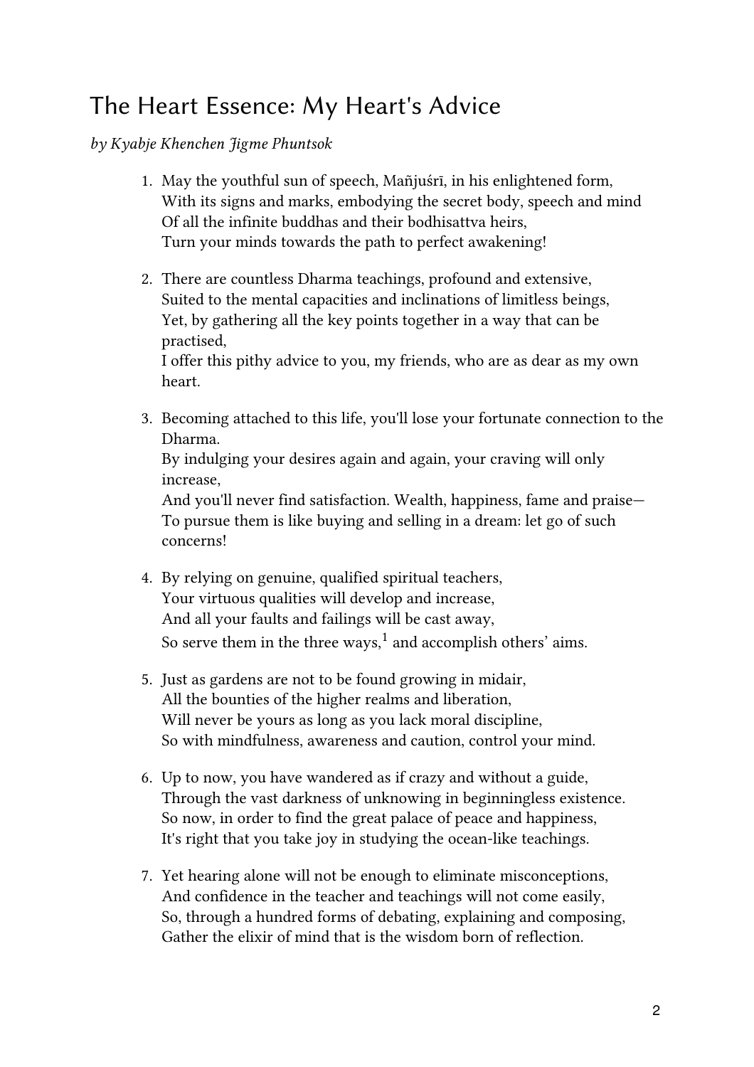# The Heart Essence: My Heart's Advice

*by Kyabje Khenchen Jigme Phuntsok*

1. May the youthful sun of speech, Mañjuśrī, in his enlightened form,
   With its signs and marks, embodying the secret body, speech and mind
   Of all the infinite buddhas and their bodhisattva heirs,
   Turn your minds towards the path to perfect awakening!

2. There are countless Dharma teachings, profound and extensive,
   Suited to the mental capacities and inclinations of limitless beings,
   Yet, by gathering all the key points together in a way that can be practised,
   I offer this pithy advice to you, my friends, who are as dear as my own heart.

3. Becoming attached to this life, you'll lose your fortunate connection to the Dharma.
   By indulging your desires again and again, your craving will only increase,
   And you'll never find satisfaction. Wealth, happiness, fame and praise—
   To pursue them is like buying and selling in a dream: let go of such concerns!

4. By relying on genuine, qualified spiritual teachers,
   Your virtuous qualities will develop and increase,
   And all your faults and failings will be cast away,
   So serve them in the three ways,[1] and accomplish others' aims.

5. Just as gardens are not to be found growing in midair,
   All the bounties of the higher realms and liberation,
   Will never be yours as long as you lack moral discipline,
   So with mindfulness, awareness and caution, control your mind.

6. Up to now, you have wandered as if crazy and without a guide,
   Through the vast darkness of unknowing in beginningless existence.
   So now, in order to find the great palace of peace and happiness,
   It's right that you take joy in studying the ocean-like teachings.

7. Yet hearing alone will not be enough to eliminate misconceptions,
   And confidence in the teacher and teachings will not come easily,
   So, through a hundred forms of debating, explaining and composing,
   Gather the elixir of mind that is the wisdom born of reflection.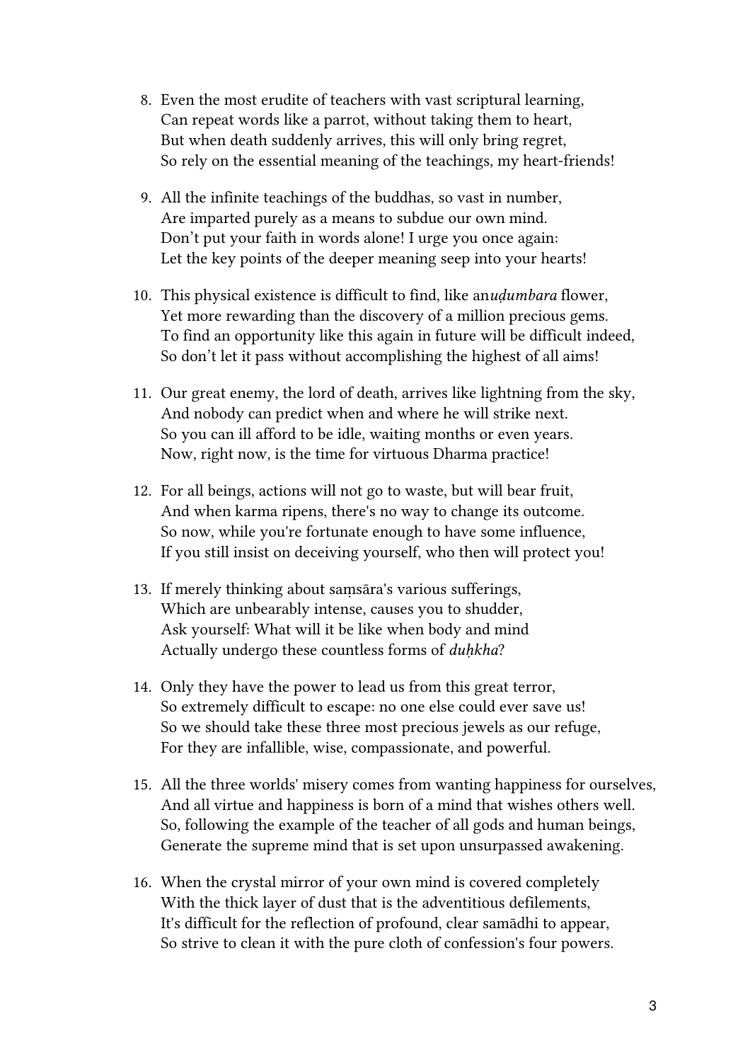8. Even the most erudite of teachers with vast scriptural learning,
   Can repeat words like a parrot, without taking them to heart,
   But when death suddenly arrives, this will only bring regret,
   So rely on the essential meaning of the teachings, my heart-friends!

9. All the infinite teachings of the buddhas, so vast in number,
   Are imparted purely as a means to subdue our own mind.
   Don't put your faith in words alone! I urge you once again:
   Let the key points of the deeper meaning seep into your hearts!

10. This physical existence is difficult to find, like an*uḍumbara* flower,
    Yet more rewarding than the discovery of a million precious gems.
    To find an opportunity like this again in future will be difficult indeed,
    So don't let it pass without accomplishing the highest of all aims!

11. Our great enemy, the lord of death, arrives like lightning from the sky,
    And nobody can predict when and where he will strike next.
    So you can ill afford to be idle, waiting months or even years.
    Now, right now, is the time for virtuous Dharma practice!

12. For all beings, actions will not go to waste, but will bear fruit,
    And when karma ripens, there's no way to change its outcome.
    So now, while you're fortunate enough to have some influence,
    If you still insist on deceiving yourself, who then will protect you!

13. If merely thinking about saṃsāra's various sufferings,
    Which are unbearably intense, causes you to shudder,
    Ask yourself: What will it be like when body and mind
    Actually undergo these countless forms of *duḥkha*?

14. Only they have the power to lead us from this great terror,
    So extremely difficult to escape: no one else could ever save us!
    So we should take these three most precious jewels as our refuge,
    For they are infallible, wise, compassionate, and powerful.

15. All the three worlds' misery comes from wanting happiness for ourselves,
    And all virtue and happiness is born of a mind that wishes others well.
    So, following the example of the teacher of all gods and human beings,
    Generate the supreme mind that is set upon unsurpassed awakening.

16. When the crystal mirror of your own mind is covered completely
    With the thick layer of dust that is the adventitious defilements,
    It's difficult for the reflection of profound, clear samādhi to appear,
    So strive to clean it with the pure cloth of confession's four powers.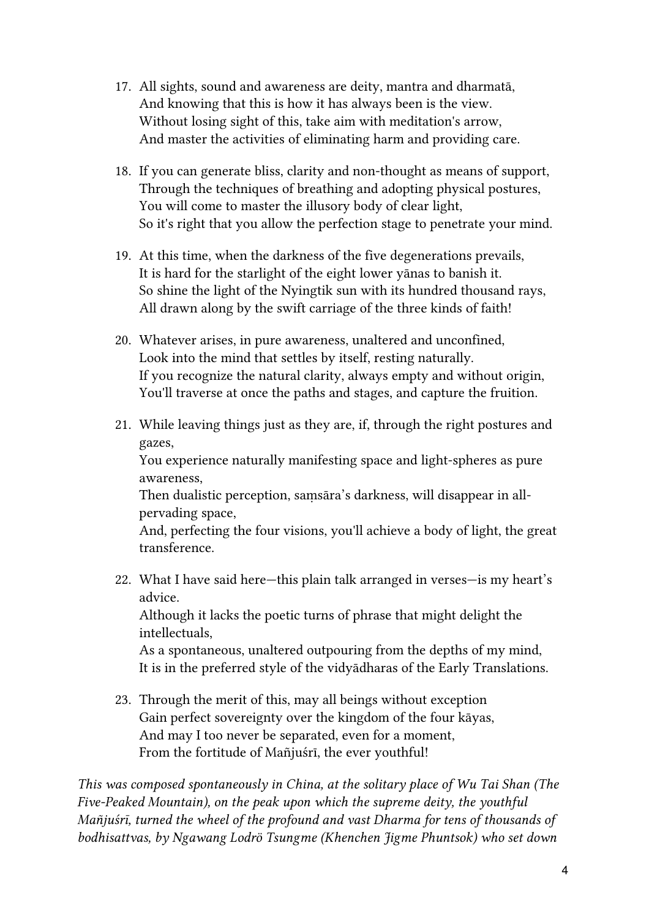17. All sights, sound and awareness are deity, mantra and dharmatā,
    And knowing that this is how it has always been is the view.
    Without losing sight of this, take aim with meditation's arrow,
    And master the activities of eliminating harm and providing care.

18. If you can generate bliss, clarity and non-thought as means of support,
    Through the techniques of breathing and adopting physical postures,
    You will come to master the illusory body of clear light,
    So it's right that you allow the perfection stage to penetrate your mind.

19. At this time, when the darkness of the five degenerations prevails,
    It is hard for the starlight of the eight lower yānas to banish it.
    So shine the light of the Nyingtik sun with its hundred thousand rays,
    All drawn along by the swift carriage of the three kinds of faith!

20. Whatever arises, in pure awareness, unaltered and unconfined,
    Look into the mind that settles by itself, resting naturally.
    If you recognize the natural clarity, always empty and without origin,
    You'll traverse at once the paths and stages, and capture the fruition.

21. While leaving things just as they are, if, through the right postures and gazes,
    You experience naturally manifesting space and light-spheres as pure awareness,
    Then dualistic perception, saṃsāra's darkness, will disappear in all-pervading space,
    And, perfecting the four visions, you'll achieve a body of light, the great transference.

22. What I have said here—this plain talk arranged in verses—is my heart's advice.
    Although it lacks the poetic turns of phrase that might delight the intellectuals,
    As a spontaneous, unaltered outpouring from the depths of my mind,
    It is in the preferred style of the vidyādharas of the Early Translations.

23. Through the merit of this, may all beings without exception
    Gain perfect sovereignty over the kingdom of the four kāyas,
    And may I too never be separated, even for a moment,
    From the fortitude of Mañjuśrī, the ever youthful!

*This was composed spontaneously in China, at the solitary place of Wu Tai Shan (The Five-Peaked Mountain), on the peak upon which the supreme deity, the youthful Mañjuśrī, turned the wheel of the profound and vast Dharma for tens of thousands of bodhisattvas, by Ngawang Lodrö Tsungme (Khenchen Jigme Phuntsok) who set down*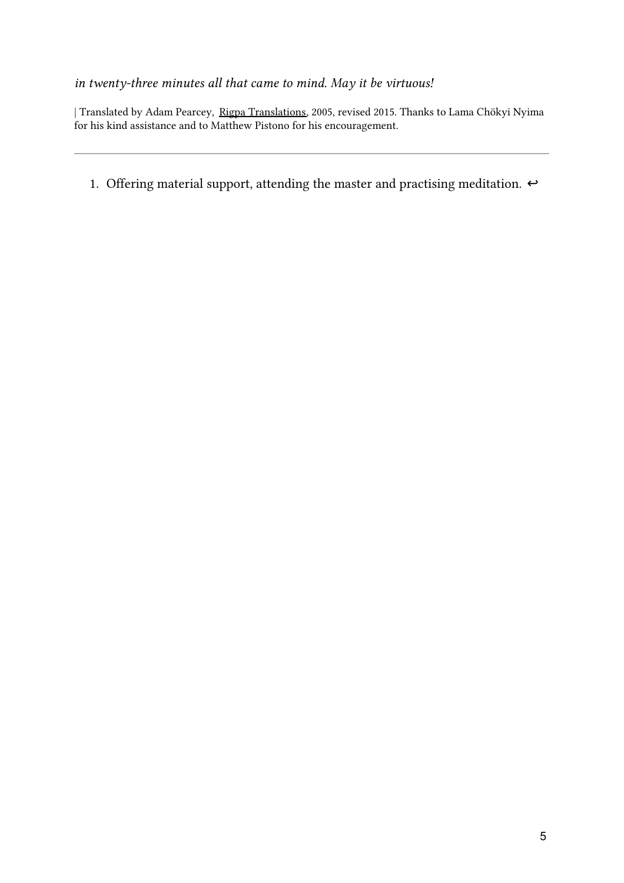*in twenty-three minutes all that came to mind. May it be virtuous!*

| Translated by Adam Pearcey, Rigpa Translations, 2005, revised 2015. Thanks to Lama Chökyi Nyima for his kind assistance and to Matthew Pistono for his encouragement.

---

1. Offering material support, attending the master and practising meditation. ↩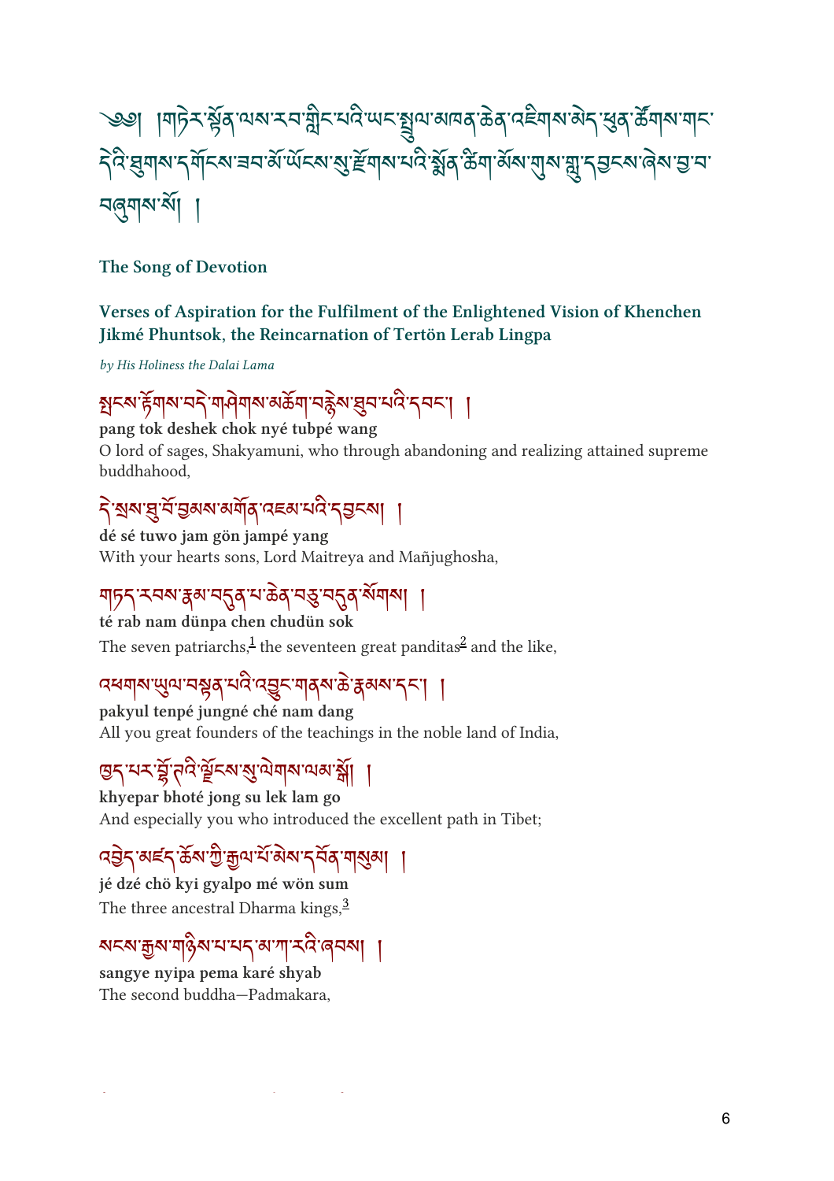༄༅། །གཏེར་སྟོན་ལས་རབ་གླིང་པའི་ཡང་སྤྲུལ་མཁན་ཆེན་འཇིགས་མེད་ཕུན་ཚོགས་གང་དེའི་ཐུགས་དགོངས་ཐབ་མོ་ཡོངས་སུ་རྫོགས་པའི་སྨོན་ཚིག་མོས་གུས་གླུ་དབྱངས་ཞེས་བྱ་བ་བཞུགས་སོ། །

## The Song of Devotion

### Verses of Aspiration for the Fulfilment of the Enlightened Vision of Khenchen Jikmé Phuntsok, the Reincarnation of Tertön Lerab Lingpa

*by His Holiness the Dalai Lama*

སྤངས་རྟོགས་བདེ་གཤེགས་མཆོག་བརྙེས་ཐུབ་པའི་དབང་། །

**pang tok deshek chok nyé tubpé wang**

O lord of sages, Shakyamuni, who through abandoning and realizing attained supreme buddhahood,

དེ་སྲས་ཐུ་བོ་བྱམས་མགོན་འཇམ་པའི་དབྱངས། །

**dé sé tuwo jam gön jampé yang**

With your hearts sons, Lord Maitreya and Mañjughosha,

གཏད་རབས་རྣམ་བདུན་པ་ཆེན་བཅུ་བདུན་སོགས། །

**té rab nam dünpa chen chudün sok**

The seven patriarchs,[1] the seventeen great panditas[2] and the like,

འཕགས་ཡུལ་བསྟན་པའི་འབྱུང་གནས་ཆེ་རྣམས་དང་། །

**pakyul tenpé jungné ché nam dang**

All you great founders of the teachings in the noble land of India,

ཁྱད་པར་བྷོ་ཊའི་ལྗོངས་སུ་ལེགས་ལམ་སྒོ། །

**khyepar bhoté jong su lek lam go**

And especially you who introduced the excellent path in Tibet;

འབྱེད་མཛད་ཆོས་ཀྱི་རྒྱལ་པོ་མེས་དབོན་གསུམ། །

**jé dzé chö kyi gyalpo mé wön sum**

The three ancestral Dharma kings,[3]

སངས་རྒྱས་གཉིས་པ་པད་མ་ཀ་རའི་ཞབས། །

**sangye nyipa pema karé shyab**

The second buddha—Padmakara,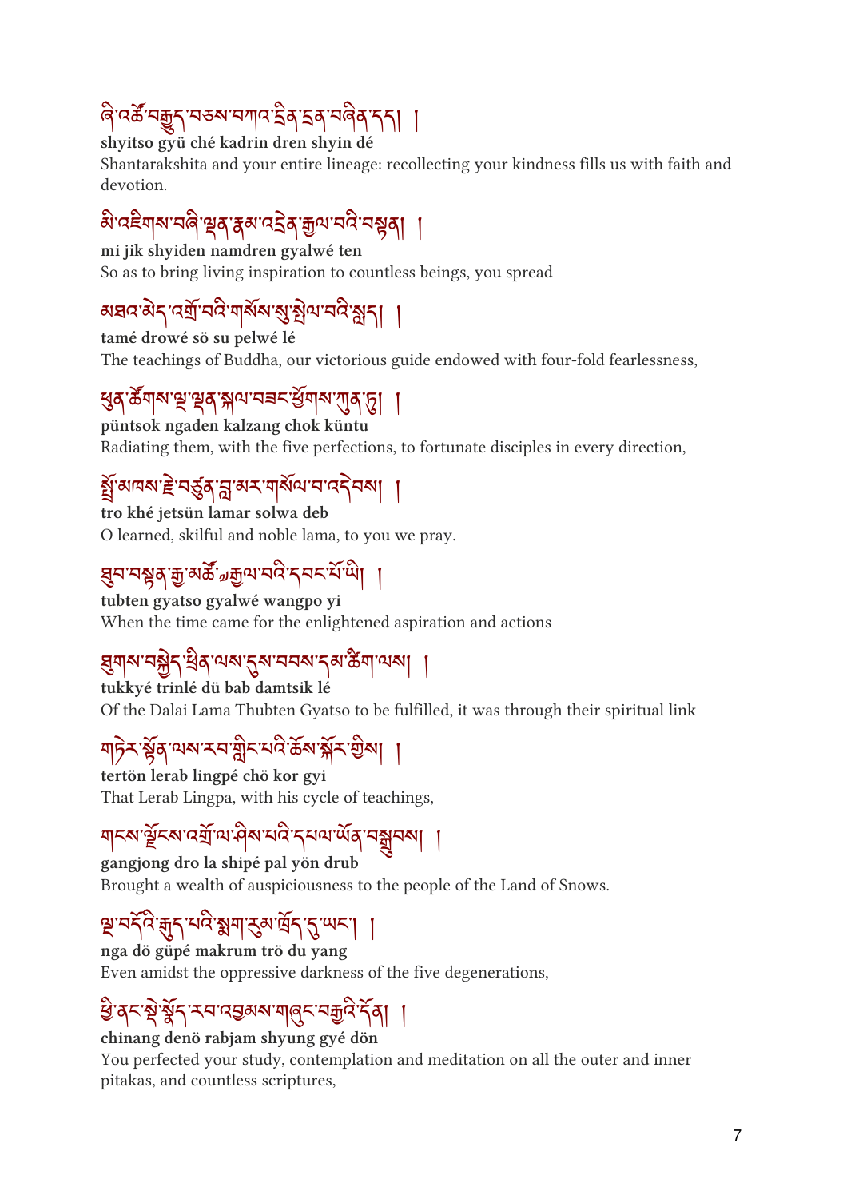ཞི་འཚོ་བརྒྱུད་བཅས་བཀའ་དྲིན་དྲན་བཞིན་དད། །

**shyitso gyü ché kadrin dren shyin dé**

Shantarakshita and your entire lineage: recollecting your kindness fills us with faith and devotion.

མི་འཇིགས་བཞི་ལྡན་རྣམ་འདྲེན་རྒྱལ་བའི་བསྟན། །

**mi jik shyiden namdren gyalwé ten**

So as to bring living inspiration to countless beings, you spread

མཐའ་མེད་འགྲོ་བའི་གསོས་སུ་སྤེལ་བའི་སླད། །

**tamé drowé sö su pelwé lé**

The teachings of Buddha, our victorious guide endowed with four-fold fearlessness,

ཕུན་ཚོགས་ལྔ་ལྡན་སྐལ་བཟང་ཕྱོགས་ཀུན་ཏུ། །

**püntsok ngaden kalzang chok küntu**

Radiating them, with the five perfections, to fortunate disciples in every direction,

སྤྲོ་མཁས་རྗེ་བཙུན་བླ་མར་གསོལ་བ་འདེབས། །

**tro khé jetsün lamar solwa deb**

O learned, skilful and noble lama, to you we pray.

ཐུབ་བསྟན་རྒྱ་མཚོ་རྒྱལ་བའི་དབང་པོ་ཡི། །

**tubten gyatso gyalwé wangpo yi**

When the time came for the enlightened aspiration and actions

ཐུགས་བསྐྱེད་ཕྲིན་ལས་དུས་བབས་དམ་ཚིག་ལས། །

**tukkyé trinlé dü bab damtsik lé**

Of the Dalai Lama Thubten Gyatso to be fulfilled, it was through their spiritual link

གཏེར་སྟོན་ལས་རབ་གླིང་པའི་ཆོས་སྐོར་གྱིས། །

**tertön lerab lingpé chö kor gyi**

That Lerab Lingpa, with his cycle of teachings,

གངས་ལྗོངས་འགྲོ་ལ་ཤིས་པའི་དཔལ་ཡོན་བསྒྲུབས། །

**gangjong dro la shipé pal yön drub**

Brought a wealth of auspiciousness to the people of the Land of Snows.

ལྔ་བདོའི་རྒྱུད་པའི་སྨག་རུམ་ཁྲོད་དུ་ཡང་། །

**nga dö güpé makrum trö du yang**

Even amidst the oppressive darkness of the five degenerations,

ཕྱི་ནང་སྡེ་སྣོད་རབ་འབྱམས་གཞུང་བརྒྱའི་དོན། །

**chinang denö rabjam shyung gyé dön**

You perfected your study, contemplation and meditation on all the outer and inner pitakas, and countless scriptures,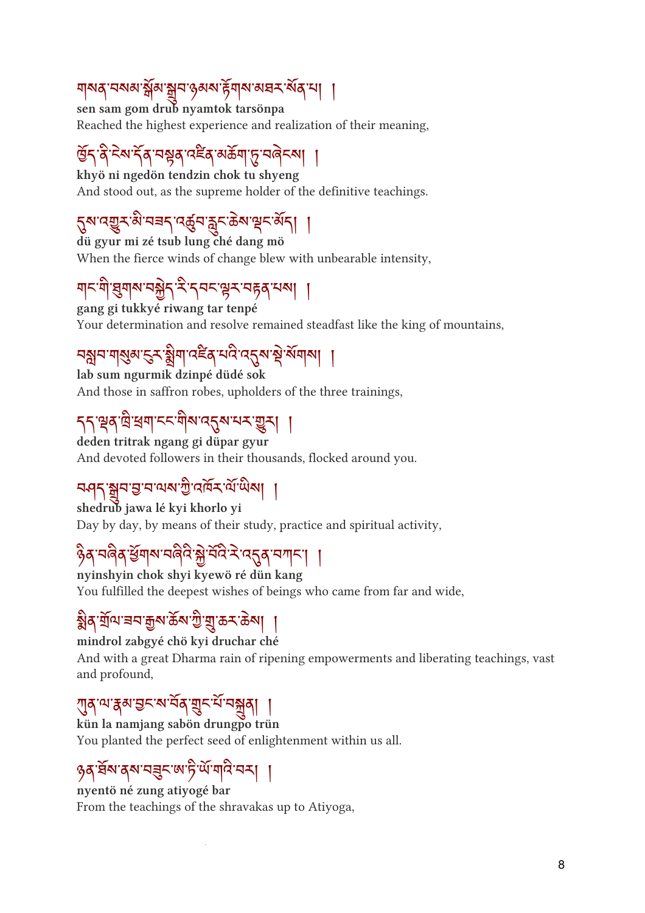གསན་བསམ་སྒོམ་སྒྲུབ་ཉམས་རྟོགས་མཐར་སོན་པ། །

**sen sam gom drub nyamtok tarsönpa**

Reached the highest experience and realization of their meaning,

ཁྱོད་ནི་ངེས་དོན་བསྟན་འཛིན་མཆོག་ཏུ་བཞེངས། །

**khyö ni ngedön tendzin chok tu shyeng**

And stood out, as the supreme holder of the definitive teachings.

དུས་འགྱུར་མི་བཟད་འཚུབ་རླུང་ཆེས་ལྡང་མོད། །

**dü gyur mi zé tsub lung ché dang mö**

When the fierce winds of change blew with unbearable intensity,

གང་གི་ཐུགས་བསྐྱེད་རི་དབང་ལྟར་བརྟན་པས། །

**gang gi tukkyé riwang tar tenpé**

Your determination and resolve remained steadfast like the king of mountains,

བསླབ་གསུམ་ངུར་སྨིག་འཛིན་པའི་འདུས་སྡེ་སོགས། །

**lab sum ngurmik dzinpé düdé sok**

And those in saffron robes, upholders of the three trainings,

དད་ལྡན་ཁྲི་ཕྲག་ངང་གིས་འདུས་པར་གྱུར། །

**deden tritrak ngang gi düpar gyur**

And devoted followers in their thousands, flocked around you.

བཤད་སྒྲུབ་བྱ་བ་ལས་ཀྱི་འཁོར་ལོ་ཡིས། །

**shedrub jawa lé kyi khorlo yi**

Day by day, by means of their study, practice and spiritual activity,

ཉིན་བཞིན་ཕྱོགས་བཞིའི་སྐྱེ་བོའི་རེ་འདུན་བཀང་། །

**nyinshyin chok shyi kyewö ré dün kang**

You fulfilled the deepest wishes of beings who came from far and wide,

སྨིན་གྲོལ་ཟབ་རྒྱས་ཆོས་ཀྱི་གྲུ་ཆར་ཆེས། །

**mindrol zabgyé chö kyi druchar ché**

And with a great Dharma rain of ripening empowerments and liberating teachings, vast and profound,

ཀུན་ལ་རྣམ་བྱང་ས་བོན་གྲུང་པོ་བསྟུན། །

**kün la namjang sabön drungpo trün**

You planted the perfect seed of enlightenment within us all.

ཉན་ཐོས་ནས་བཟུང་ཨ་ཏི་ཡོ་གའི་བར། །

**nyentö né zung atiyogé bar**

From the teachings of the shravakas up to Atiyoga,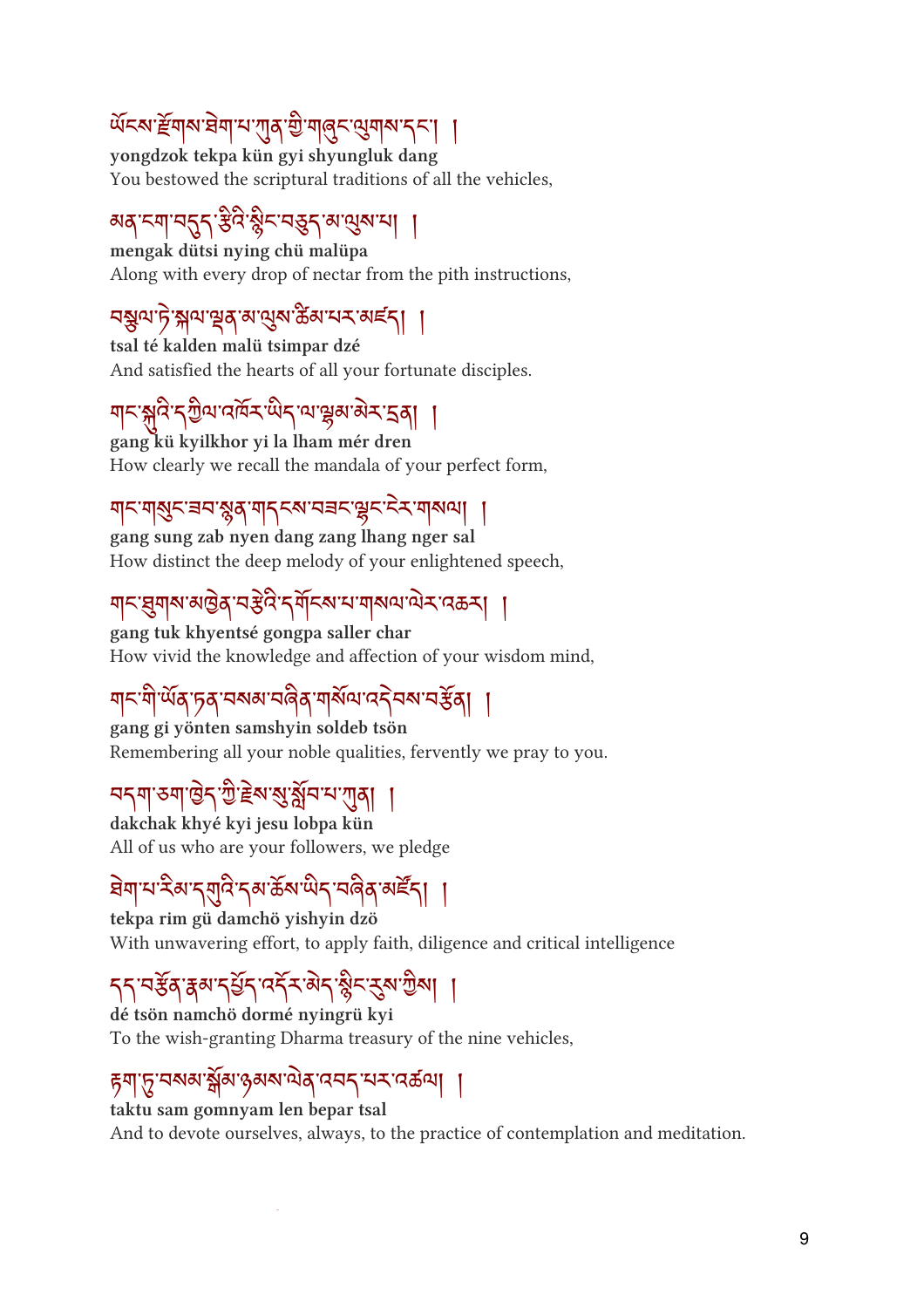ཡོངས་རྫོགས་ཐེག་པ་ཀུན་གྱི་གཞུང་ལུགས་དང་། །

**yongdzok tekpa kün gyi shyungluk dang**

You bestowed the scriptural traditions of all the vehicles,

མན་ངག་བདུད་རྩིའི་སྙིང་བཅུད་མ་ལུས་པ། །

**mengak dütsi nying chü malüpa**

Along with every drop of nectar from the pith instructions,

བསྩལ་ཏེ་སྐལ་ལྡན་མ་ལུས་ཚིམ་པར་མཛད། །

**tsal té kalden malü tsimpar dzé**

And satisfied the hearts of all your fortunate disciples.

གང་སྐུའི་དཀྱིལ་འཁོར་ཡིད་ལ་ལྷམ་མེར་དྲན། །

**gang kü kyilkhor yi la lham mér dren**

How clearly we recall the mandala of your perfect form,

གང་གསུང་ཟབ་སྙན་གདངས་བཟང་ལྷང་ངེར་གསལ། །

**gang sung zab nyen dang zang lhang nger sal**

How distinct the deep melody of your enlightened speech,

གང་ཐུགས་མཁྱེན་བརྩེའི་དགོངས་པ་གསལ་ལེར་འཆར། །

**gang tuk khyentsé gongpa saller char**

How vivid the knowledge and affection of your wisdom mind,

གང་གི་ཡོན་ཏན་བསམ་བཞིན་གསོལ་འདེབས་བརྩོན། །

**gang gi yönten samshyin soldeb tsön**

Remembering all your noble qualities, fervently we pray to you.

བདག་ཅག་ཁྱེད་ཀྱི་རྗེས་སུ་སློབ་པ་ཀུན། །

**dakchak khyé kyi jesu lobpa kün**

All of us who are your followers, we pledge

ཐེག་པ་རིམ་དགུའི་དམ་ཆོས་ཡིད་བཞིན་མཛོད། །

**tekpa rim gü damchö yishyin dzö**

With unwavering effort, to apply faith, diligence and critical intelligence

དད་བརྩོན་རྣམ་དཔྱོད་འདོར་མེད་སྙིང་རུས་ཀྱིས། །

**dé tsön namchö dormé nyingrü kyi**

To the wish-granting Dharma treasury of the nine vehicles,

རྟག་ཏུ་བསམ་སྒོམ་ཉམས་ལེན་འབད་པར་འཚལ། །

**taktu sam gomnyam len bepar tsal**

And to devote ourselves, always, to the practice of contemplation and meditation.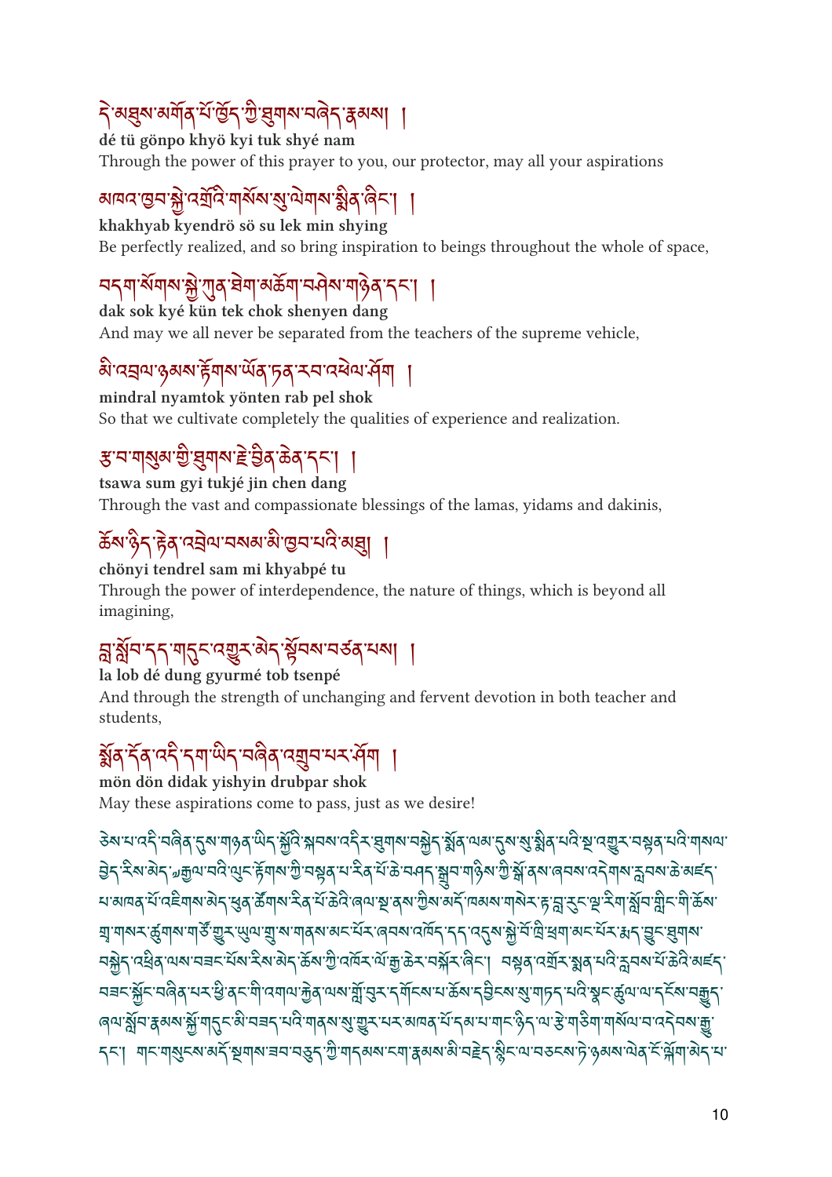དེ་མཐུས་མགོན་པོ་ཁྱོད་ཀྱི་ཐུགས་བཞེད་རྣམས། །

**dé tü gönpo khyö kyi tuk shyé nam**

Through the power of this prayer to you, our protector, may all your aspirations

མཁའ་ཁྱབ་སྐྱེ་འགྲོའི་གསོས་སུ་ལེགས་སྨིན་ཞིང་། །

**khakhyab kyendrö sö su lek min shying**

Be perfectly realized, and so bring inspiration to beings throughout the whole of space,

བདག་སོགས་སྐྱེ་ཀུན་ཐེག་མཆོག་བཤེས་གཉེན་དང་། །

**dak sok kyé kün tek chok shenyen dang**

And may we all never be separated from the teachers of the supreme vehicle,

མི་འབྲལ་ཉམས་རྟོགས་ཡོན་ཏན་རབ་འཕེལ་ཤོག །

**mindral nyamtok yönten rab pel shok**

So that we cultivate completely the qualities of experience and realization.

རྩ་བ་གསུམ་གྱི་ཐུགས་རྗེ་བྱིན་ཆེན་དང་། །

**tsawa sum gyi tukjé jin chen dang**

Through the vast and compassionate blessings of the lamas, yidams and dakinis,

ཆོས་ཉིད་རྟེན་འབྲེལ་བསམ་མི་ཁྱབ་པའི་མཐུ། །

**chönyi tendrel sam mi khyabpé tu**

Through the power of interdependence, the nature of things, which is beyond all imagining,

བླ་སློབ་དད་གདུང་འགྱུར་མེད་སྟོབས་བཙན་པས། །

**la lob dé dung gyurmé tob tsenpé**

And through the strength of unchanging and fervent devotion in both teacher and students,

སྨོན་དོན་འདི་དག་ཡིད་བཞིན་འགྲུབ་པར་ཤོག །

**mön dön didak yishyin drubpar shok**

May these aspirations come to pass, just as we desire!

ཅེས་པ་འདི་བཞིན་དུས་གཉན་ཡིད་སྐྱོའི་སྐབས་འདིར་ཐུགས་བསྐྱེད་སྨོན་ལམ་དུས་སུ་སྨིན་པའི་སྟ་འགྱུར་བསྟན་པའི་གསལ་བྱེད་རིས་མེད་༄རྒྱལ་བའི་ལུང་རྟོགས་ཀྱི་བསྟན་པ་རིན་པོ་ཆེ་བཤད་སྒྲུབ་གཉིས་ཀྱི་སྒོ་ནས་ཞབས་འདེགས་ལྷག་བསམ་ཆེ་མཛད་པ་མཁན་པོ་འཇིགས་མེད་ཕུན་ཚོགས་རིན་པོ་ཆེའི་ཞལ་སྔ་ནས་ཀྱིས་མདོ་ཁམས་གསེར་རྟ་བླ་རུང་ལྔ་རིག་སློབ་གྲིང་གི་ཆོས་གྲྭ་གསར་ཚུགས་གཙོ་གྱུར་ཡུལ་གྲུ་ས་གནས་མང་པོར་ཞབས་འགོད་དང་འདུས་སྐྱེ་བོ་ཁྲི་ཕྲག་མང་པོར་སྨད་བྱུང་ཐུགས་བསྐྱེད་འཕྲིན་ལས་བཟང་པོས་རིས་མེད་ཆོས་ཀྱི་འཁོར་ལོ་རྒྱ་ཆེར་བསྐོར་ཞིང་། བསྟན་འགྲོར་སྨན་པའི་བླབས་པོ་ཆེའི་མཛད་བཟང་སྐྱོང་བཞིན་པར་ཕྱི་ནང་གི་འགལ་རྐྱེན་ལས་གློ་བུར་དགོངས་པ་ཆོས་དབྱིངས་སུ་གཏད་པའི་སྣང་ཚུལ་ལ་དངོས་བརྒྱུད་ཞལ་སློབ་རྣམས་སྐྱོ་གདུང་མི་བཟད་པའི་གནས་སུ་གྱུར་པར་མཁན་པོ་དམ་པ་གང་ཉིད་ལ་རྩེ་གཅིག་གསོལ་བ་འདེབས་རྒྱུ་དང་། གང་གསུངས་མདོ་སྔགས་ཟབ་བཅུད་ཀྱི་གདམས་ངག་རྣམས་མི་བརྗེད་སྙིང་ལ་བཅངས་ཏེ་ཉམས་ལེན་རྫོགས་མེད་པ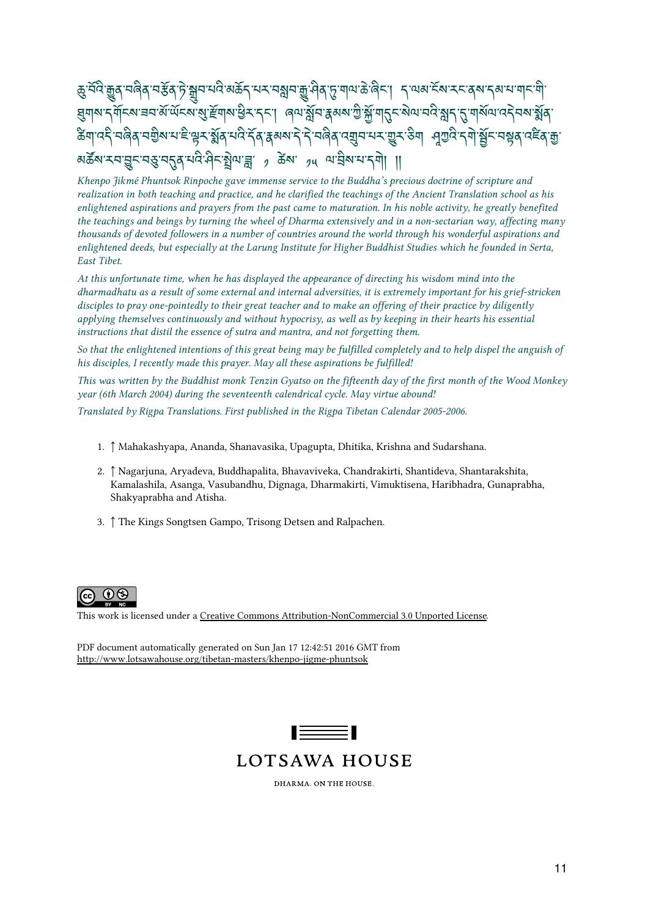ཆུ་པོའི་རྒྱུན་བཞིན་བཙོན་ཏེ་སྒྲུབ་པའི་མཆོད་པར་བསྒྲུབ་རྒྱུ་ཤིན་ཏུ་གལ་ཆེ་ཞིང་། ད་ལམ་ངོས་རང་ནས་དམ་པ་གང་གི་ཐུགས་དགོངས་ཟབ་མོ་ཡོངས་སུ་རྫོགས་ཕྱིར་དང་། ཞལ་སློབ་རྣམས་ཀྱི་སྐྱོ་གདུང་སེལ་བའི་སླད་དུ་གསོལ་འདེབས་སྨོན་ཚིག་འདི་བཞིན་བཀྲིས་པ་ཇི་ལྟར་སྨོན་པའི་དོན་རྣམས་དེ་དེ་བཞིན་འགྲུབ་པར་གྱུར་ཅིག ཤཱཀྱའི་དགེ་སློང་བསྟན་འཛིན་རྒྱ་མཚོས་རབ་བྱུང་བཅུ་བདུན་པའི་ཤིང་སྤྲེལ་ཟླ་ ༡ ཚེས་ ༡༥ ལ་བྲིས་པ་དགེ། །

*Khenpo Jikmé Phuntsok Rinpoche gave immense service to the Buddha's precious doctrine of scripture and realization in both teaching and practice, and he clarified the teachings of the Ancient Translation school as his enlightened aspirations and prayers from the past came to maturation. In his noble activity, he greatly benefited the teachings and beings by turning the wheel of Dharma extensively and in a non-sectarian way, affecting many thousands of devoted followers in a number of countries around the world through his wonderful aspirations and enlightened deeds, but especially at the Larung Institute for Higher Buddhist Studies which he founded in Serta, East Tibet.*

*At this unfortunate time, when he has displayed the appearance of directing his wisdom mind into the dharmadhatu as a result of some external and internal adversities, it is extremely important for his grief-stricken disciples to pray one-pointedly to their great teacher and to make an offering of their practice by diligently applying themselves continuously and without hypocrisy, as well as by keeping in their hearts his essential instructions that distil the essence of sutra and mantra, and not forgetting them.*

*So that the enlightened intentions of this great being may be fulfilled completely and to help dispel the anguish of his disciples, I recently made this prayer. May all these aspirations be fulfilled!*

*This was written by the Buddhist monk Tenzin Gyatso on the fifteenth day of the first month of the Wood Monkey year (6th March 2004) during the seventeenth calendrical cycle. May virtue abound!*

*Translated by Rigpa Translations. First published in the Rigpa Tibetan Calendar 2005-2006.*

1. ↑ Mahakashyapa, Ananda, Shanavasika, Upagupta, Dhitika, Krishna and Sudarshana.
2. ↑ Nagarjuna, Aryadeva, Buddhapalita, Bhavaviveka, Chandrakirti, Shantideva, Shantarakshita, Kamalashila, Asanga, Vasubandhu, Dignaga, Dharmakirti, Vimuktisena, Haribhadra, Gunaprabha, Shakyaprabha and Atisha.
3. ↑ The Kings Songtsen Gampo, Trisong Detsen and Ralpachen.

This work is licensed under a Creative Commons Attribution-NonCommercial 3.0 Unported License.

PDF document automatically generated on Sun Jan 17 12:42:51 2016 GMT from
http://www.lotsawahouse.org/tibetan-masters/khenpo-jigme-phuntsok

LOTSAWA HOUSE

DHARMA. ON THE HOUSE.